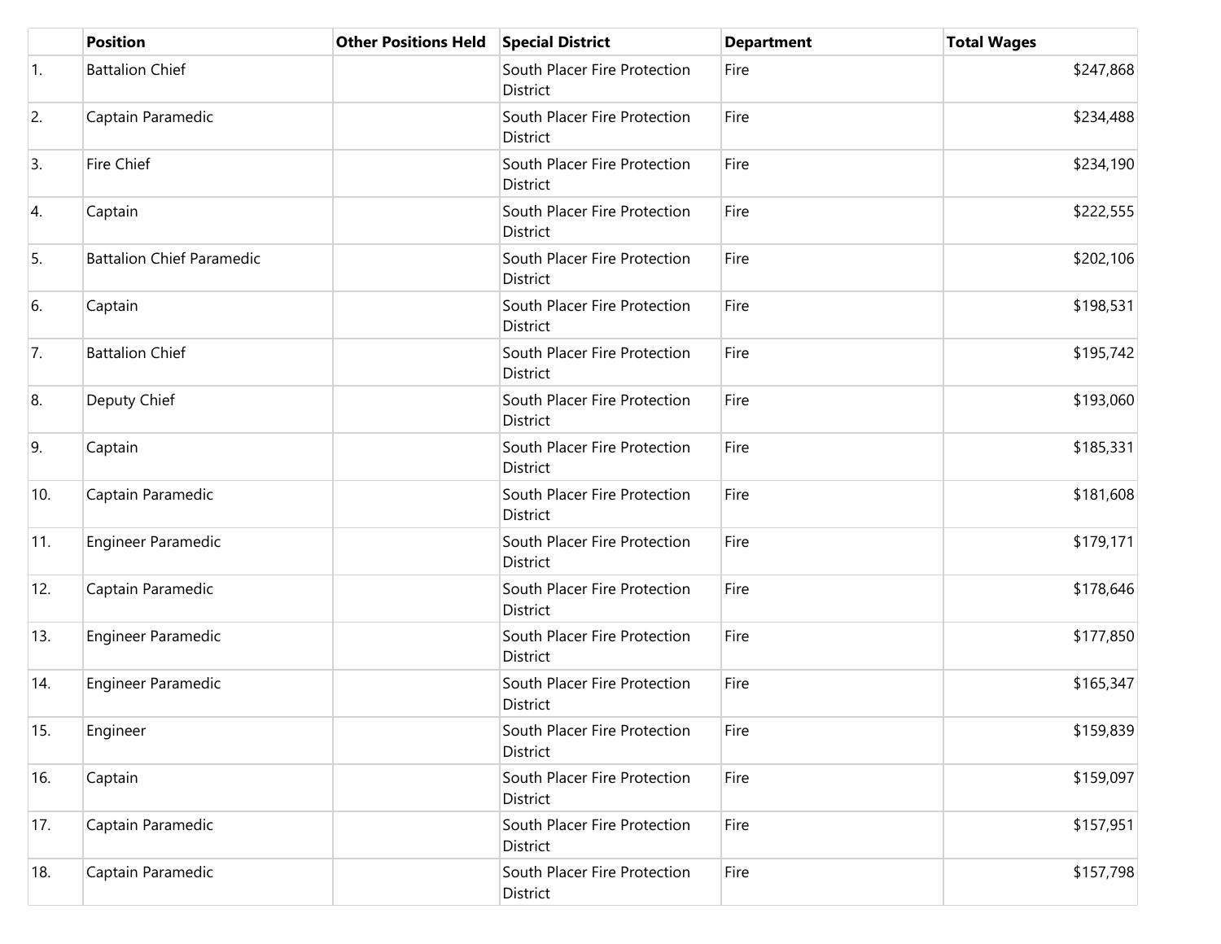| | Position | Other Positions Held | Special District | Department | Total Wages |
|---|---|---|---|---|---|
| 1. | Battalion Chief | | South Placer Fire Protection District | Fire | $247,868 |
| 2. | Captain Paramedic | | South Placer Fire Protection District | Fire | $234,488 |
| 3. | Fire Chief | | South Placer Fire Protection District | Fire | $234,190 |
| 4. | Captain | | South Placer Fire Protection District | Fire | $222,555 |
| 5. | Battalion Chief Paramedic | | South Placer Fire Protection District | Fire | $202,106 |
| 6. | Captain | | South Placer Fire Protection District | Fire | $198,531 |
| 7. | Battalion Chief | | South Placer Fire Protection District | Fire | $195,742 |
| 8. | Deputy Chief | | South Placer Fire Protection District | Fire | $193,060 |
| 9. | Captain | | South Placer Fire Protection District | Fire | $185,331 |
| 10. | Captain Paramedic | | South Placer Fire Protection District | Fire | $181,608 |
| 11. | Engineer Paramedic | | South Placer Fire Protection District | Fire | $179,171 |
| 12. | Captain Paramedic | | South Placer Fire Protection District | Fire | $178,646 |
| 13. | Engineer Paramedic | | South Placer Fire Protection District | Fire | $177,850 |
| 14. | Engineer Paramedic | | South Placer Fire Protection District | Fire | $165,347 |
| 15. | Engineer | | South Placer Fire Protection District | Fire | $159,839 |
| 16. | Captain | | South Placer Fire Protection District | Fire | $159,097 |
| 17. | Captain Paramedic | | South Placer Fire Protection District | Fire | $157,951 |
| 18. | Captain Paramedic | | South Placer Fire Protection District | Fire | $157,798 |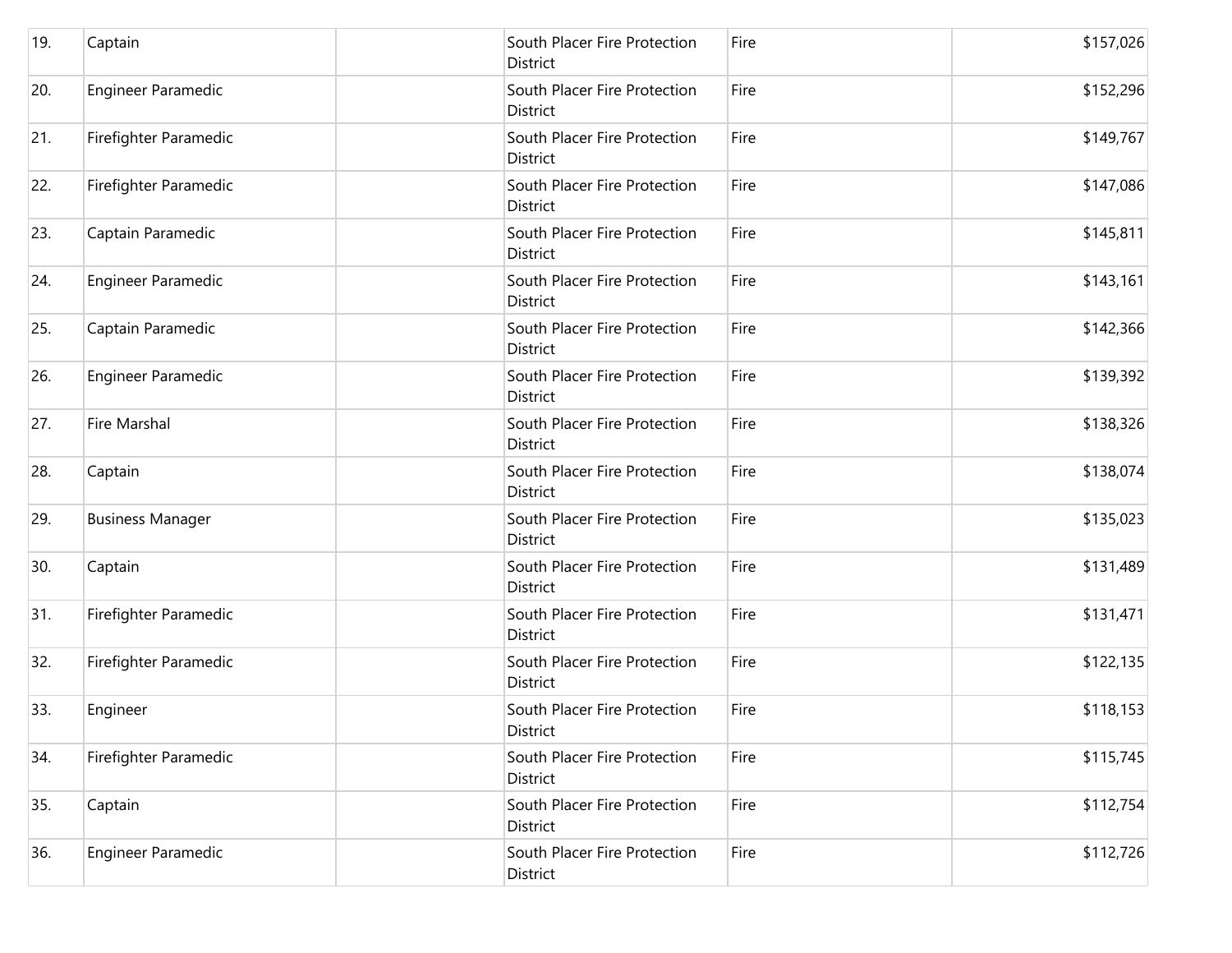| | | | | | |
|---|---|---|---|---|---|
| 19. | Captain | | South Placer Fire Protection District | Fire | $157,026 |
| 20. | Engineer Paramedic | | South Placer Fire Protection District | Fire | $152,296 |
| 21. | Firefighter Paramedic | | South Placer Fire Protection District | Fire | $149,767 |
| 22. | Firefighter Paramedic | | South Placer Fire Protection District | Fire | $147,086 |
| 23. | Captain Paramedic | | South Placer Fire Protection District | Fire | $145,811 |
| 24. | Engineer Paramedic | | South Placer Fire Protection District | Fire | $143,161 |
| 25. | Captain Paramedic | | South Placer Fire Protection District | Fire | $142,366 |
| 26. | Engineer Paramedic | | South Placer Fire Protection District | Fire | $139,392 |
| 27. | Fire Marshal | | South Placer Fire Protection District | Fire | $138,326 |
| 28. | Captain | | South Placer Fire Protection District | Fire | $138,074 |
| 29. | Business Manager | | South Placer Fire Protection District | Fire | $135,023 |
| 30. | Captain | | South Placer Fire Protection District | Fire | $131,489 |
| 31. | Firefighter Paramedic | | South Placer Fire Protection District | Fire | $131,471 |
| 32. | Firefighter Paramedic | | South Placer Fire Protection District | Fire | $122,135 |
| 33. | Engineer | | South Placer Fire Protection District | Fire | $118,153 |
| 34. | Firefighter Paramedic | | South Placer Fire Protection District | Fire | $115,745 |
| 35. | Captain | | South Placer Fire Protection District | Fire | $112,754 |
| 36. | Engineer Paramedic | | South Placer Fire Protection District | Fire | $112,726 |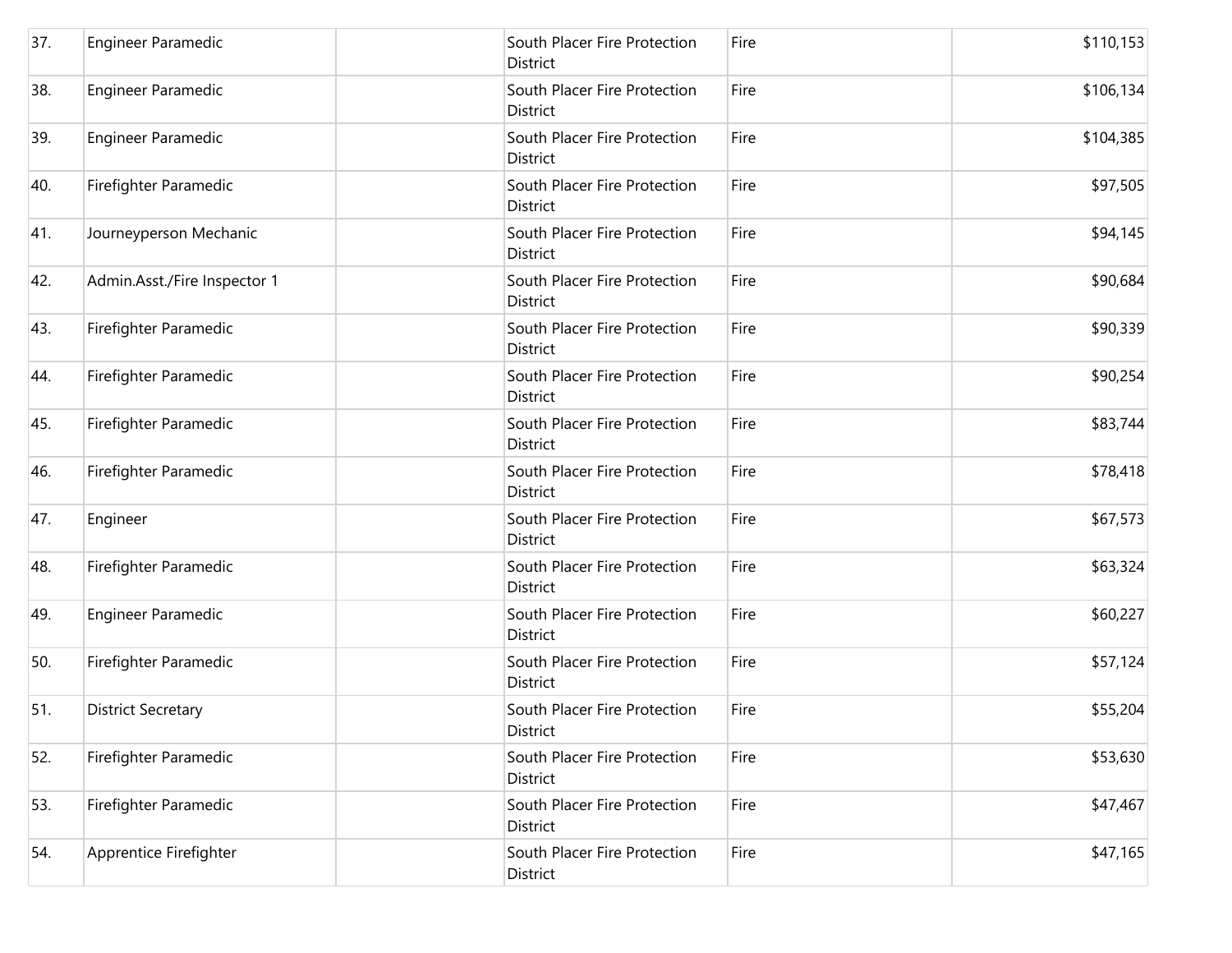| | | | | | |
|---|---|---|---|---|---|
| 37. | Engineer Paramedic | | South Placer Fire Protection District | Fire | $110,153 |
| 38. | Engineer Paramedic | | South Placer Fire Protection District | Fire | $106,134 |
| 39. | Engineer Paramedic | | South Placer Fire Protection District | Fire | $104,385 |
| 40. | Firefighter Paramedic | | South Placer Fire Protection District | Fire | $97,505 |
| 41. | Journeyperson Mechanic | | South Placer Fire Protection District | Fire | $94,145 |
| 42. | Admin.Asst./Fire Inspector 1 | | South Placer Fire Protection District | Fire | $90,684 |
| 43. | Firefighter Paramedic | | South Placer Fire Protection District | Fire | $90,339 |
| 44. | Firefighter Paramedic | | South Placer Fire Protection District | Fire | $90,254 |
| 45. | Firefighter Paramedic | | South Placer Fire Protection District | Fire | $83,744 |
| 46. | Firefighter Paramedic | | South Placer Fire Protection District | Fire | $78,418 |
| 47. | Engineer | | South Placer Fire Protection District | Fire | $67,573 |
| 48. | Firefighter Paramedic | | South Placer Fire Protection District | Fire | $63,324 |
| 49. | Engineer Paramedic | | South Placer Fire Protection District | Fire | $60,227 |
| 50. | Firefighter Paramedic | | South Placer Fire Protection District | Fire | $57,124 |
| 51. | District Secretary | | South Placer Fire Protection District | Fire | $55,204 |
| 52. | Firefighter Paramedic | | South Placer Fire Protection District | Fire | $53,630 |
| 53. | Firefighter Paramedic | | South Placer Fire Protection District | Fire | $47,467 |
| 54. | Apprentice Firefighter | | South Placer Fire Protection District | Fire | $47,165 |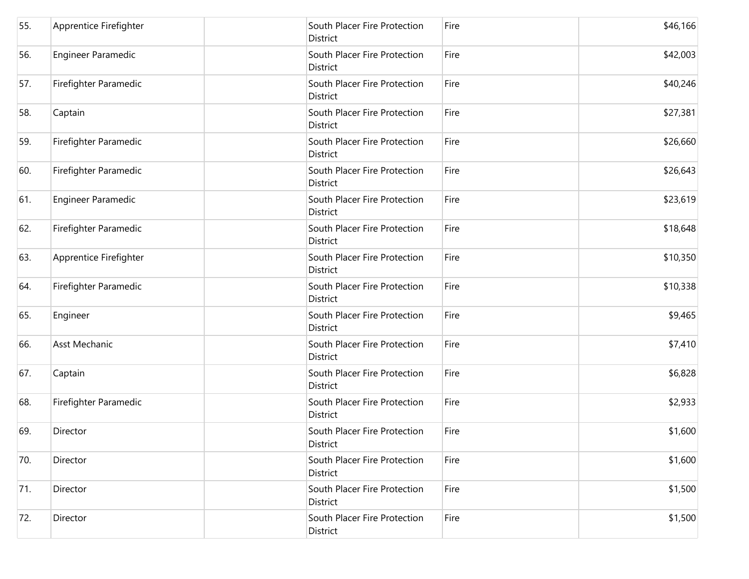| | | | | | |
|---|---|---|---|---|---|
| 55. | Apprentice Firefighter | | South Placer Fire Protection District | Fire | $46,166 |
| 56. | Engineer Paramedic | | South Placer Fire Protection District | Fire | $42,003 |
| 57. | Firefighter Paramedic | | South Placer Fire Protection District | Fire | $40,246 |
| 58. | Captain | | South Placer Fire Protection District | Fire | $27,381 |
| 59. | Firefighter Paramedic | | South Placer Fire Protection District | Fire | $26,660 |
| 60. | Firefighter Paramedic | | South Placer Fire Protection District | Fire | $26,643 |
| 61. | Engineer Paramedic | | South Placer Fire Protection District | Fire | $23,619 |
| 62. | Firefighter Paramedic | | South Placer Fire Protection District | Fire | $18,648 |
| 63. | Apprentice Firefighter | | South Placer Fire Protection District | Fire | $10,350 |
| 64. | Firefighter Paramedic | | South Placer Fire Protection District | Fire | $10,338 |
| 65. | Engineer | | South Placer Fire Protection District | Fire | $9,465 |
| 66. | Asst Mechanic | | South Placer Fire Protection District | Fire | $7,410 |
| 67. | Captain | | South Placer Fire Protection District | Fire | $6,828 |
| 68. | Firefighter Paramedic | | South Placer Fire Protection District | Fire | $2,933 |
| 69. | Director | | South Placer Fire Protection District | Fire | $1,600 |
| 70. | Director | | South Placer Fire Protection District | Fire | $1,600 |
| 71. | Director | | South Placer Fire Protection District | Fire | $1,500 |
| 72. | Director | | South Placer Fire Protection District | Fire | $1,500 |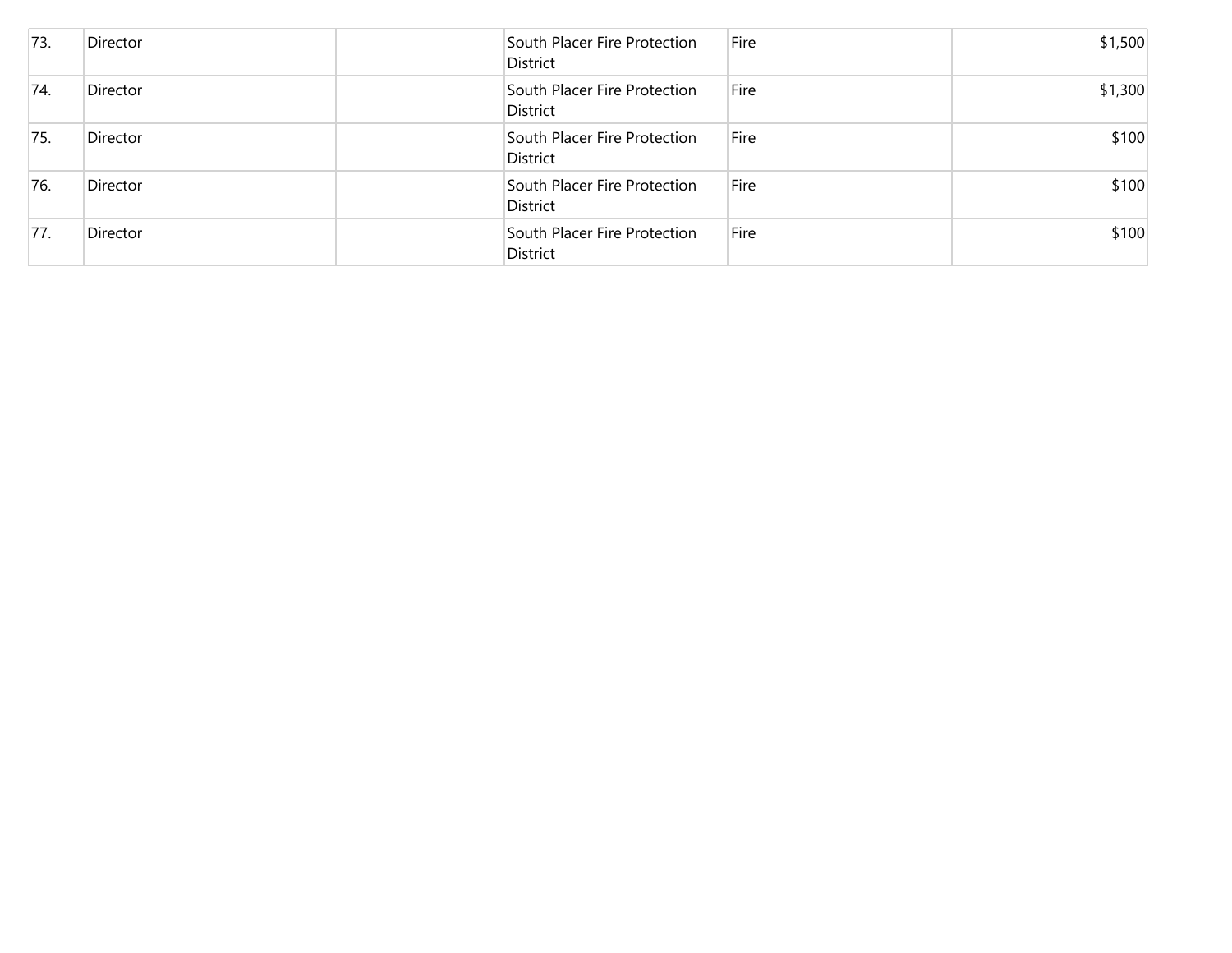| | | | | | |
|---|---|---|---|---|---|
| 73. | Director | | South Placer Fire Protection District | Fire | $1,500 |
| 74. | Director | | South Placer Fire Protection District | Fire | $1,300 |
| 75. | Director | | South Placer Fire Protection District | Fire | $100 |
| 76. | Director | | South Placer Fire Protection District | Fire | $100 |
| 77. | Director | | South Placer Fire Protection District | Fire | $100 |